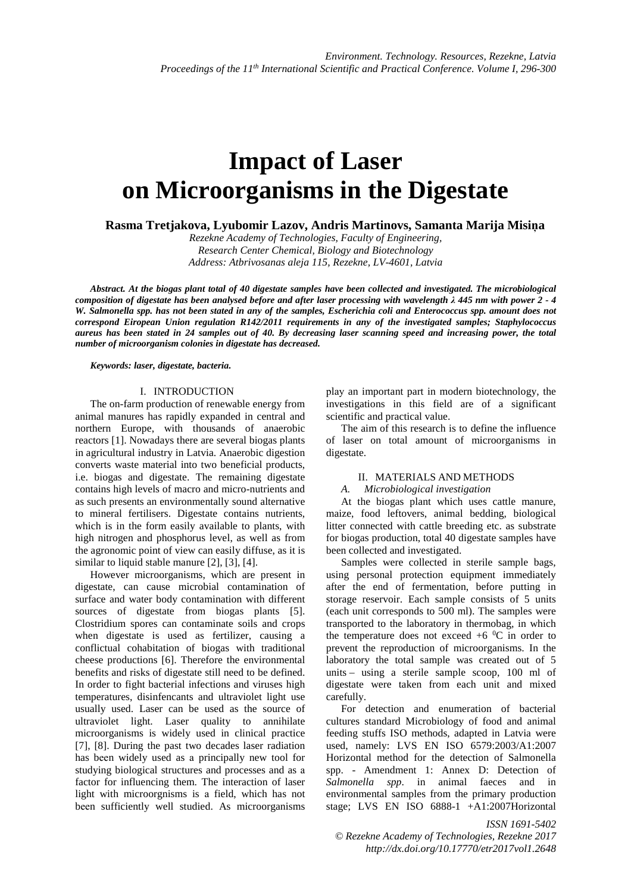# Impact of Laser on Microorganisms in the Digestate

**Rasma Tretjakova, Lyubomir Lazov, Andris Martinovs, Samanta Marija Misiņa**

*Rezekne Academy of Technologies, Faculty of Engineering, Research Center Chemical, Biology and Biotechnology*
*Address: Atbrivosanas aleja 115, Rezekne, LV-4601, Latvia*

***Abstract. At the biogas plant total of 40 digestate samples have been collected and investigated. The microbiological composition of digestate has been analysed before and after laser processing with wavelength λ 445 nm with power 2 - 4 W. Salmonella spp. has not been stated in any of the samples, Escherichia coli and Enterococcus spp. amount does not correspond Eiropean Union regulation R142/2011 requirements in any of the investigated samples; Staphylococcus aureus has been stated in 24 samples out of 40. By decreasing laser scanning speed and increasing power, the total number of microorganism colonies in digestate has decreased.***

***Keywords: laser, digestate, bacteria.***

## I. INTRODUCTION

The on-farm production of renewable energy from animal manures has rapidly expanded in central and northern Europe, with thousands of anaerobic reactors [1]. Nowadays there are several biogas plants in agricultural industry in Latvia. Anaerobic digestion converts waste material into two beneficial products, i.e. biogas and digestate. The remaining digestate contains high levels of macro and micro-nutrients and as such presents an environmentally sound alternative to mineral fertilisers. Digestate contains nutrients, which is in the form easily available to plants, with high nitrogen and phosphorus level, as well as from the agronomic point of view can easily diffuse, as it is similar to liquid stable manure [2], [3], [4].

However microorganisms, which are present in digestate, can cause microbial contamination of surface and water body contamination with different sources of digestate from biogas plants [5]. Clostridium spores can contaminate soils and crops when digestate is used as fertilizer, causing a conflictual cohabitation of biogas with traditional cheese productions [6]. Therefore the environmental benefits and risks of digestate still need to be defined. In order to fight bacterial infections and viruses high temperatures, disinfencants and ultraviolet light use usually used. Laser can be used as the source of ultraviolet light. Laser quality to annihilate microorganisms is widely used in clinical practice [7], [8]. During the past two decades laser radiation has been widely used as a principally new tool for studying biological structures and processes and as a factor for influencing them. The interaction of laser light with microorgnisms is a field, which has not been sufficiently well studied. As microorganisms play an important part in modern biotechnology, the investigations in this field are of a significant scientific and practical value.

The aim of this research is to define the influence of laser on total amount of microorganisms in digestate.

## II. MATERIALS AND METHODS

### A. *Microbiological investigation*

At the biogas plant which uses cattle manure, maize, food leftovers, animal bedding, biological litter connected with cattle breeding etc. as substrate for biogas production, total 40 digestate samples have been collected and investigated.

Samples were collected in sterile sample bags, using personal protection equipment immediately after the end of fermentation, before putting in storage reservoir. Each sample consists of 5 units (each unit corresponds to 500 ml). The samples were transported to the laboratory in thermobag, in which the temperature does not exceed +6 $^{0}$C in order to prevent the reproduction of microorganisms. In the laboratory the total sample was created out of 5 units – using a sterile sample scoop, 100 ml of digestate were taken from each unit and mixed carefully.

For detection and enumeration of bacterial cultures standard Microbiology of food and animal feeding stuffs ISO methods, adapted in Latvia were used, namely: LVS EN ISO 6579:2003/A1:2007 Horizontal method for the detection of Salmonella spp. - Amendment 1: Annex D: Detection of *Salmonella spp.* in animal faeces and in environmental samples from the primary production stage; LVS EN ISO 6888-1 +A1:2007Horizontal

ISSN 1691-5402
© Rezekne Academy of Technologies, Rezekne 2017
http://dx.doi.org/10.17770/etr2017vol1.2648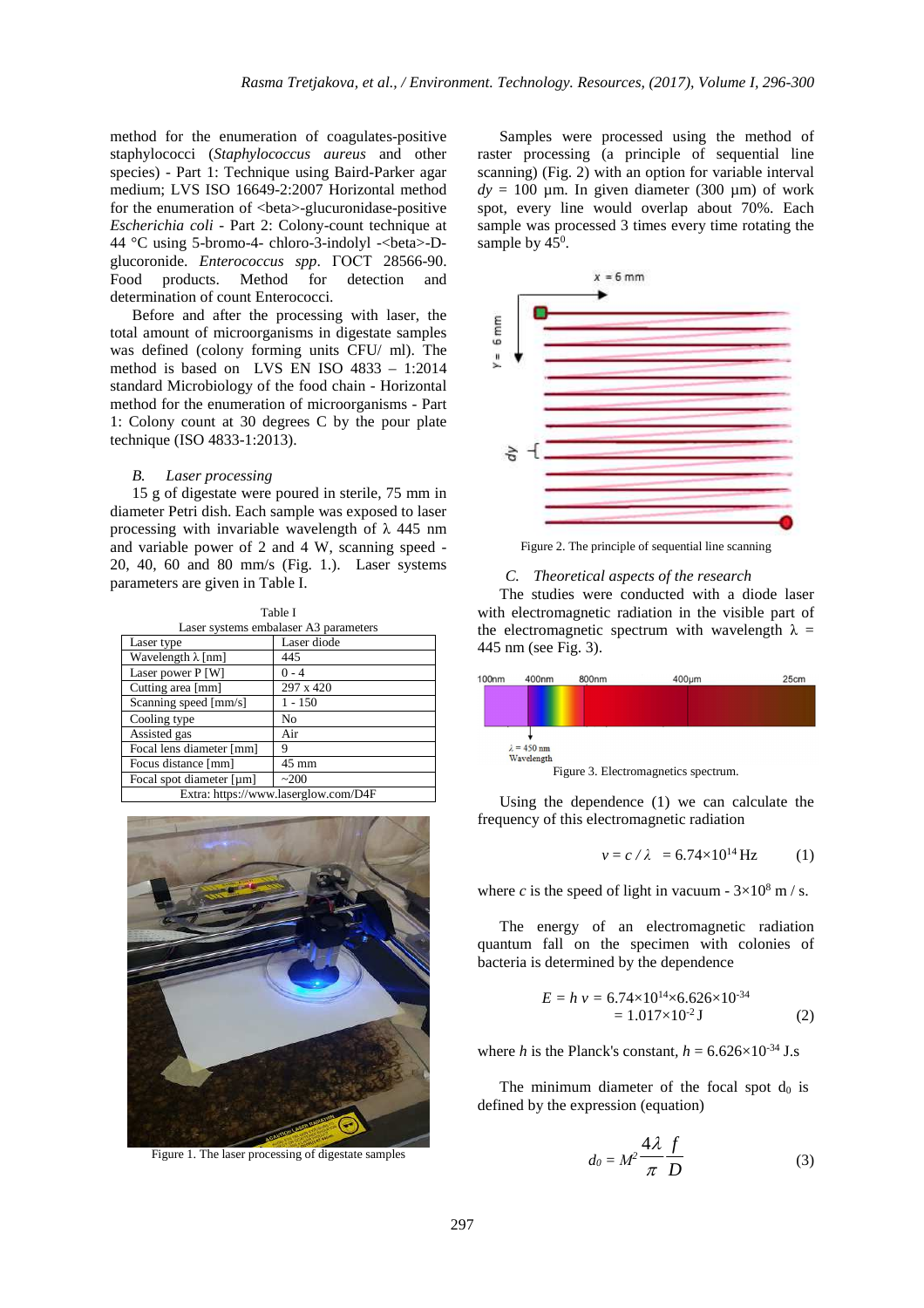method for the enumeration of coagulates-positive staphylococci (*Staphylococcus aureus* and other species) - Part 1: Technique using Baird-Parker agar medium; LVS ISO 16649-2:2007 Horizontal method for the enumeration of <beta>-glucuronidase-positive *Escherichia coli* - Part 2: Colony-count technique at 44 °C using 5-bromo-4- chloro-3-indolyl -<beta>-D-glucoronide. *Enterococcus spp*. ГОСТ 28566-90. Food products. Method for detection and determination of count Enterococci.

Before and after the processing with laser, the total amount of microorganisms in digestate samples was defined (colony forming units CFU/ ml). The method is based on LVS EN ISO 4833 – 1:2014 standard Microbiology of the food chain - Horizontal method for the enumeration of microorganisms - Part 1: Colony count at 30 degrees C by the pour plate technique (ISO 4833-1:2013).

### *B. Laser processing*

15 g of digestate were poured in sterile, 75 mm in diameter Petri dish. Each sample was exposed to laser processing with invariable wavelength of λ 445 nm and variable power of 2 and 4 W, scanning speed - 20, 40, 60 and 80 mm/s (Fig. 1.). Laser systems parameters are given in Table I.

Table I
Laser systems embalaser A3 parameters

| Laser type | Laser diode |
|---|---|
| Wavelength λ [nm] | 445 |
| Laser power P [W] | 0 - 4 |
| Cutting area [mm] | 297 x 420 |
| Scanning speed [mm/s] | 1 - 150 |
| Cooling type | No |
| Assisted gas | Air |
| Focal lens diameter [mm] | 9 |
| Focus distance [mm] | 45 mm |
| Focal spot diameter [µm] | ~200 |
| Extra: https://www.laserglow.com/D4F | |

Figure 1. The laser processing of digestate samples

Samples were processed using the method of raster processing (a principle of sequential line scanning) (Fig. 2) with an option for variable interval $dy$ = 100 µm. In given diameter (300 µm) of work spot, every line would overlap about 70%. Each sample was processed 3 times every time rotating the sample by $45^0$.

Figure 2. The principle of sequential line scanning

### *C. Theoretical aspects of the research*

The studies were conducted with a diode laser with electromagnetic radiation in the visible part of the electromagnetic spectrum with wavelength λ = 445 nm (see Fig. 3).

Figure 3. Electromagnetics spectrum.

Using the dependence (1) we can calculate the frequency of this electromagnetic radiation

$$v = c / \lambda \;\; = 6.74\times10^{14}\,\text{Hz} \qquad (1)$$

where $c$ is the speed of light in vacuum - $3\times10^8$ m / s.

The energy of an electromagnetic radiation quantum fall on the specimen with colonies of bacteria is determined by the dependence

$$E = h\,v = 6.74\times10^{14}\times6.626\times10^{-34} = 1.017\times10^{-2}\,\text{J} \qquad (2)$$

where $h$ is the Planck's constant, $h = 6.626\times10^{-34}$ J.s

The minimum diameter of the focal spot $d_0$ is defined by the expression (equation)

$$d_0 = M^2 \frac{4\lambda}{\pi}\frac{f}{D} \qquad (3)$$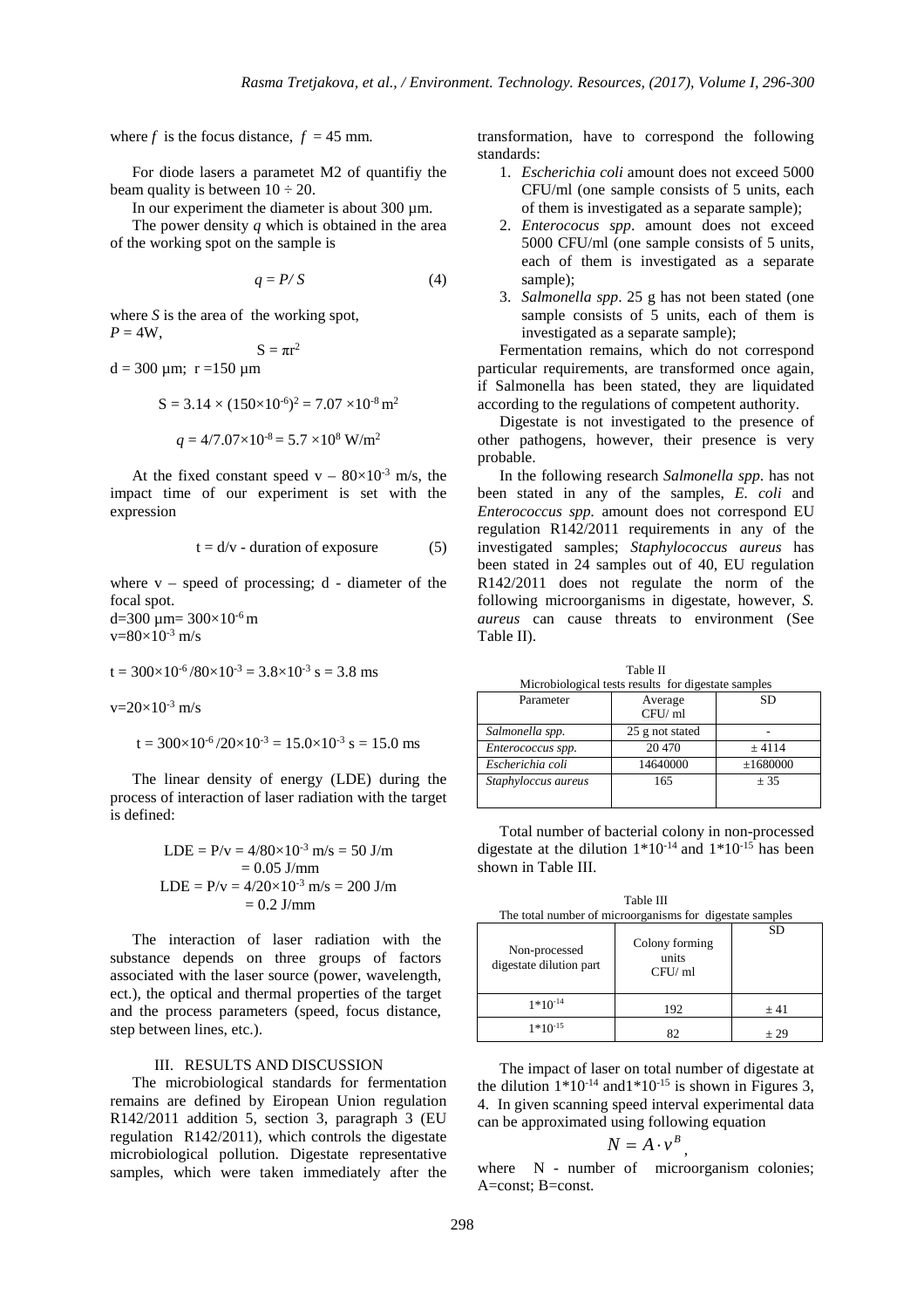where $f$ is the focus distance, $f = 45$ mm.

For diode lasers a parametet M2 of quantifiy the beam quality is between $10 \div 20$.

In our experiment the diameter is about 300 µm.

The power density $q$ which is obtained in the area of the working spot on the sample is

$$q = P/S \tag{4}$$

where $S$ is the area of the working spot,
$P = 4$W,

$$S = \pi r^2$$

d = 300 µm; r =150 µm

$$S = 3.14 \times (150 \times 10^{-6})^2 = 7.07 \times 10^{-8}\ \text{m}^2$$

$$q = 4/7.07 \times 10^{-8} = 5.7 \times 10^{8}\ \text{W/m}^2$$

At the fixed constant speed $v - 80 \times 10^{-3}$ m/s, the impact time of our experiment is set with the expression

$$t = d/v \text{ - duration of exposure} \tag{5}$$

where v – speed of processing; d - diameter of the focal spot.
$d = 300\ \mu m = 300 \times 10^{-6}$ m
$v = 80 \times 10^{-3}$ m/s

$$t = 300 \times 10^{-6} / 80 \times 10^{-3} = 3.8 \times 10^{-3}\ \text{s} = 3.8\ \text{ms}$$

$v = 20 \times 10^{-3}$ m/s

$$t = 300 \times 10^{-6} / 20 \times 10^{-3} = 15.0 \times 10^{-3}\ \text{s} = 15.0\ \text{ms}$$

The linear density of energy (LDE) during the process of interaction of laser radiation with the target is defined:

$$\text{LDE} = P/v = 4/80 \times 10^{-3}\ \text{m/s} = 50\ \text{J/m} = 0.05\ \text{J/mm}$$

$$\text{LDE} = P/v = 4/20 \times 10^{-3}\ \text{m/s} = 200\ \text{J/m} = 0.2\ \text{J/mm}$$

The interaction of laser radiation with the substance depends on three groups of factors associated with the laser source (power, wavelength, ect.), the optical and thermal properties of the target and the process parameters (speed, focus distance, step between lines, etc.).

## III. RESULTS AND DISCUSSION

The microbiological standards for fermentation remains are defined by Eiropean Union regulation R142/2011 addition 5, section 3, paragraph 3 (EU regulation R142/2011), which controls the digestate microbiological pollution. Digestate representative samples, which were taken immediately after the transformation, have to correspond the following standards:

1. *Escherichia coli* amount does not exceed 5000 CFU/ml (one sample consists of 5 units, each of them is investigated as a separate sample);
2. *Enterococus spp*. amount does not exceed 5000 CFU/ml (one sample consists of 5 units, each of them is investigated as a separate sample);
3. *Salmonella spp*. 25 g has not been stated (one sample consists of 5 units, each of them is investigated as a separate sample);

Fermentation remains, which do not correspond particular requirements, are transformed once again, if Salmonella has been stated, they are liquidated according to the regulations of competent authority.

Digestate is not investigated to the presence of other pathogens, however, their presence is very probable.

In the following research *Salmonella spp*. has not been stated in any of the samples, *E. coli* and *Enterococcus spp.* amount does not correspond EU regulation R142/2011 requirements in any of the investigated samples; *Staphylococcus aureus* has been stated in 24 samples out of 40, EU regulation R142/2011 does not regulate the norm of the following microorganisms in digestate, however, *S. aureus* can cause threats to environment (See Table II).

Table II
Microbiological tests results for digestate samples

| Parameter | Average CFU/ ml | SD |
|---|---|---|
| *Salmonella spp.* | 25 g not stated | - |
| *Enterococcus spp.* | 20 470 | ± 4114 |
| *Escherichia coli* | 14640000 | ±1680000 |
| *Staphyloccus aureus* | 165 | ± 35 |

Total number of bacterial colony in non-processed digestate at the dilution $1*10^{-14}$ and $1*10^{-15}$ has been shown in Table III.

Table III
The total number of microorganisms for digestate samples

| Non-processed digestate dilution part | Colony forming units CFU/ ml | SD |
|---|---|---|
| $1*10^{-14}$ | 192 | ± 41 |
| $1*10^{-15}$ | 82 | ± 29 |

The impact of laser on total number of digestate at the dilution $1*10^{-14}$ and $1*10^{-15}$ is shown in Figures 3, 4. In given scanning speed interval experimental data can be approximated using following equation

$$N = A \cdot v^{B},$$

where N - number of microorganism colonies; A=const; B=const.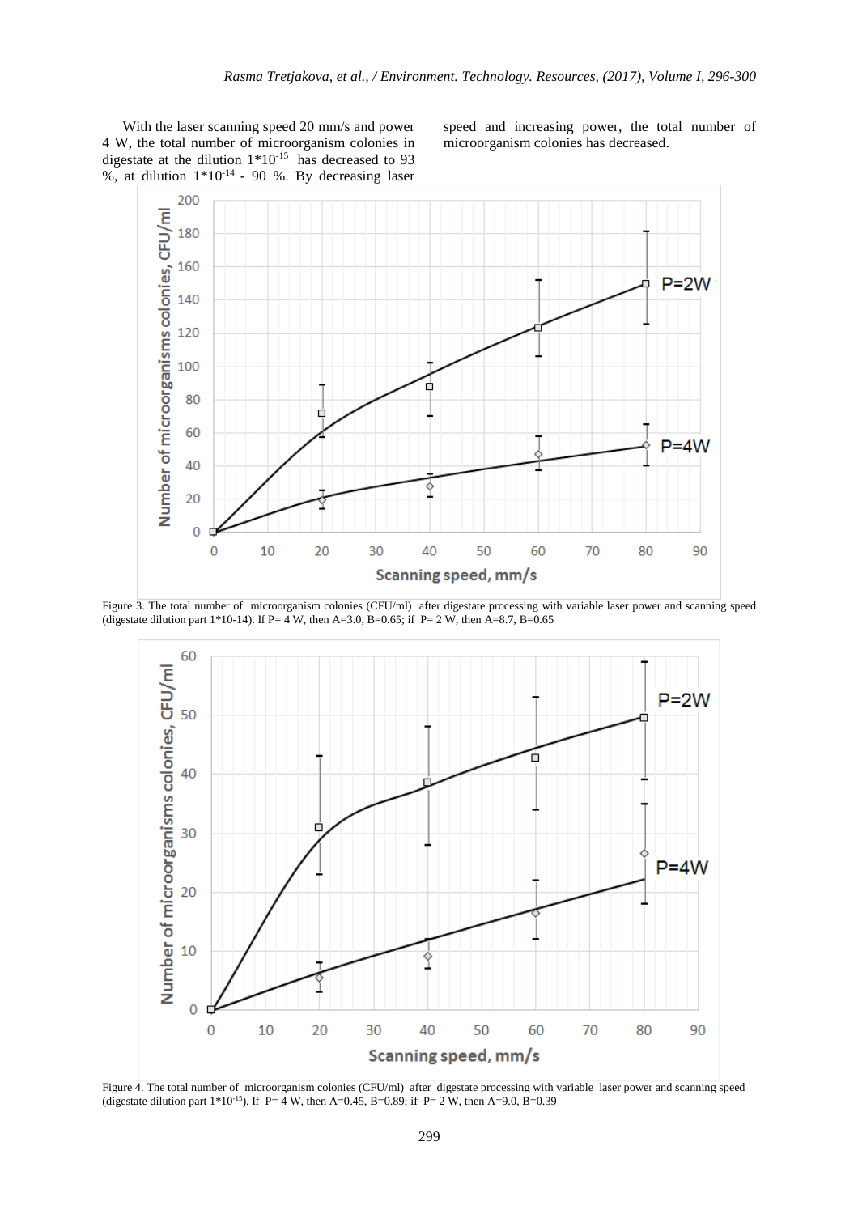With the laser scanning speed 20 mm/s and power 4 W, the total number of microorganism colonies in digestate at the dilution $1*10^{-15}$ has decreased to 93 %, at dilution $1*10^{-14}$ - 90 %. By decreasing laser speed and increasing power, the total number of microorganism colonies has decreased.

Figure 3. The total number of microorganism colonies (CFU/ml) after digestate processing with variable laser power and scanning speed (digestate dilution part 1*10-14). If P= 4 W, then A=3.0, B=0.65; if P= 2 W, then A=8.7, B=0.65

Figure 4. The total number of microorganism colonies (CFU/ml) after digestate processing with variable laser power and scanning speed (digestate dilution part $1*10^{-15}$). If P= 4 W, then A=0.45, B=0.89; if P= 2 W, then A=9.0, B=0.39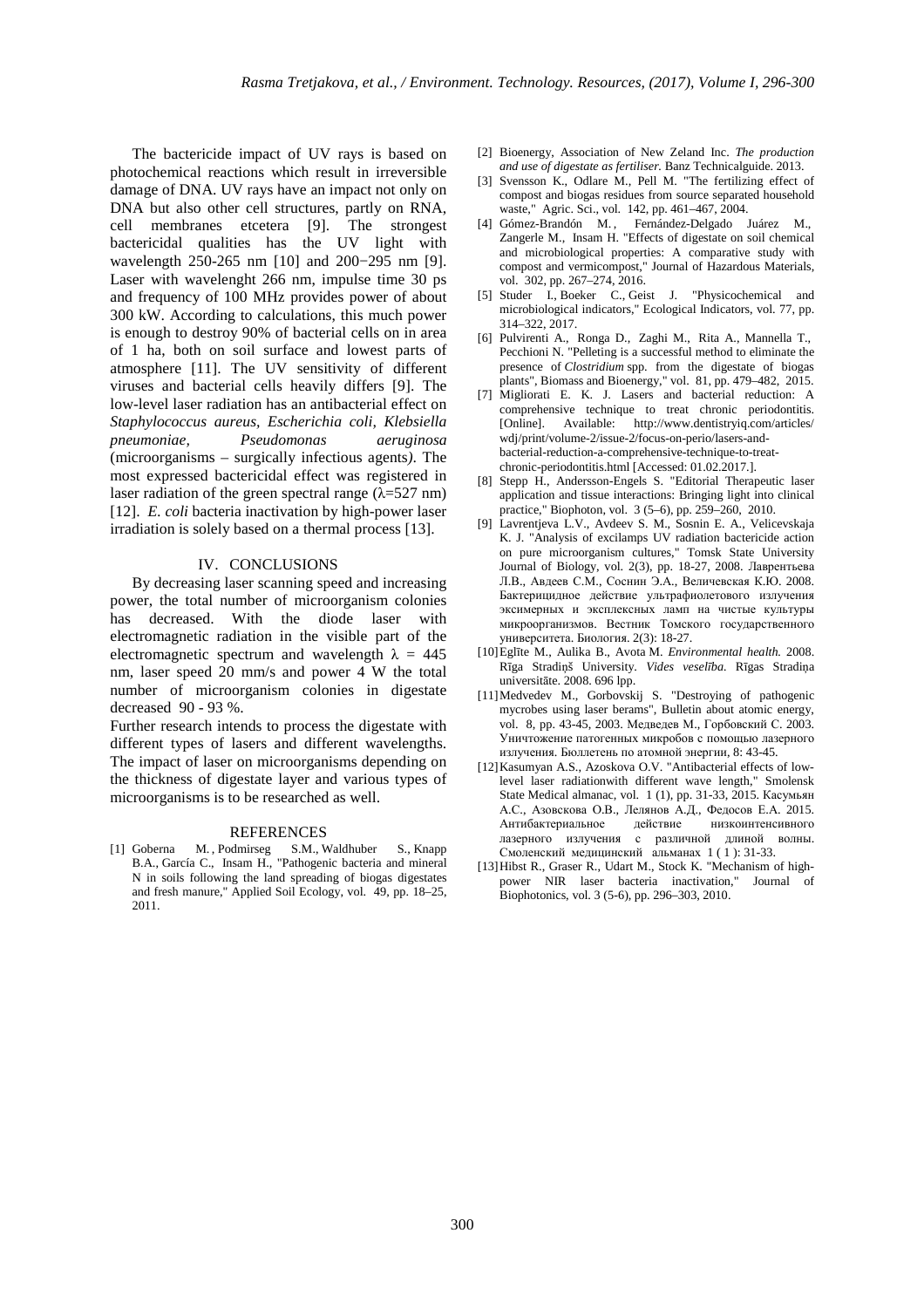The bactericide impact of UV rays is based on photochemical reactions which result in irreversible damage of DNA. UV rays have an impact not only on DNA but also other cell structures, partly on RNA, cell membranes etcetera [9]. The strongest bactericidal qualities has the UV light with wavelength 250-265 nm [10] and 200−295 nm [9]. Laser with wavelenght 266 nm, impulse time 30 ps and frequency of 100 MHz provides power of about 300 kW. According to calculations, this much power is enough to destroy 90% of bacterial cells on in area of 1 ha, both on soil surface and lowest parts of atmosphere [11]. The UV sensitivity of different viruses and bacterial cells heavily differs [9]. The low-level laser radiation has an antibacterial effect on *Staphylococcus aureus, Escherichia coli, Klebsiella pneumoniae, Pseudomonas aeruginosa* (microorganisms – surgically infectious agents*)*. The most expressed bactericidal effect was registered in laser radiation of the green spectral range ($\lambda$=527 nm) [12]. *E. coli* bacteria inactivation by high-power laser irradiation is solely based on a thermal process [13].

## IV. CONCLUSIONS

By decreasing laser scanning speed and increasing power, the total number of microorganism colonies has decreased. With the diode laser with electromagnetic radiation in the visible part of the electromagnetic spectrum and wavelength $\lambda$ = 445 nm, laser speed 20 mm/s and power 4 W the total number of microorganism colonies in digestate decreased 90 - 93 %.

Further research intends to process the digestate with different types of lasers and different wavelengths. The impact of laser on microorganisms depending on the thickness of digestate layer and various types of microorganisms is to be researched as well.

## REFERENCES

[1] Goberna M., Podmirseg S.M., Waldhuber S., Knapp B.A., García C., Insam H., "Pathogenic bacteria and mineral N in soils following the land spreading of biogas digestates and fresh manure," Applied Soil Ecology, vol. 49, pp. 18–25, 2011.

[2] Bioenergy, Association of New Zeland Inc. *The production and use of digestate as fertiliser.* Banz Technicalguide. 2013.

[3] Svensson K., Odlare M., Pell M. "The fertilizing effect of compost and biogas residues from source separated household waste," Agric. Sci., vol. 142, pp. 461–467, 2004.

[4] Gómez-Brandón M., Fernández-Delgado Juárez M., Zangerle M., Insam H. "Effects of digestate on soil chemical and microbiological properties: A comparative study with compost and vermicompost," Journal of Hazardous Materials, vol. 302, pp. 267–274, 2016.

[5] Studer I., Boeker C., Geist J. "Physicochemical and microbiological indicators," Ecological Indicators, vol. 77, pp. 314–322, 2017.

[6] Pulvirenti A., Ronga D., Zaghi M., Rita A., Mannella T., Pecchioni N. "Pelleting is a successful method to eliminate the presence of *Clostridium* spp. from the digestate of biogas plants", Biomass and Bioenergy," vol. 81, pp. 479–482, 2015.

[7] Migliorati E. K. J. Lasers and bacterial reduction: A comprehensive technique to treat chronic periodontitis. [Online]. Available: http://www.dentistryiq.com/articles/wdj/print/volume-2/issue-2/focus-on-perio/lasers-and-bacterial-reduction-a-comprehensive-technique-to-treat-chronic-periodontitis.html [Accessed: 01.02.2017.].

[8] Stepp H., Andersson-Engels S. "Editorial Therapeutic laser application and tissue interactions: Bringing light into clinical practice," Biophoton, vol. 3 (5–6), pp. 259–260, 2010.

[9] Lavrentjeva L.V., Avdeev S. M., Sosnin E. A., Velicevskaja K. J. "Analysis of excilamps UV radiation bactericide action on pure microorganism cultures," Tomsk State University Journal of Biology, vol. 2(3), pp. 18-27, 2008. Лаврентьева Л.В., Авдеев С.М., Соснин Э.А., Величевская К.Ю. 2008. Бактерицидное действие ультрафиолетового излучения эксимерных и эксплексных ламп на чистые культуры микроорганизмов. Вестник Томского государственного университета. Биология. 2(3): 18-27.

[10] Eglīte M., Aulika B., Avota M. *Environmental health.* 2008. Rīga Stradiņš University. *Vides veselība.* Rīgas Stradiņa universitāte. 2008. 696 lpp.

[11] Medvedev M., Gorbovskij S. "Destroying of pathogenic mycrobes using laser berams", Bulletin about atomic energy, vol. 8, pp. 43-45, 2003. Медведев М., Горбовский С. 2003. Уничтожение патогенных микробов с помощью лазерного излучения. Бюллетень по атомной энергии, 8: 43-45.

[12] Kasumyan A.S., Azoskova O.V. "Antibacterial effects of low-level laser radiationwith different wave length," Smolensk State Medical almanac, vol. 1 (1), pp. 31-33, 2015. Касумьян А.С., Азовскова О.В., Лелянов А.Д., Федосов Е.А. 2015. Антибактериальное действие низкоинтенсивного лазерного излучения с различной длиной волны. Смоленский медицинский альманах 1 ( 1 ): 31-33.

[13] Hibst R., Graser R., Udart M., Stock K. "Mechanism of high-power NIR laser bacteria inactivation," Journal of Biophotonics, vol. 3 (5-6), pp. 296–303, 2010.